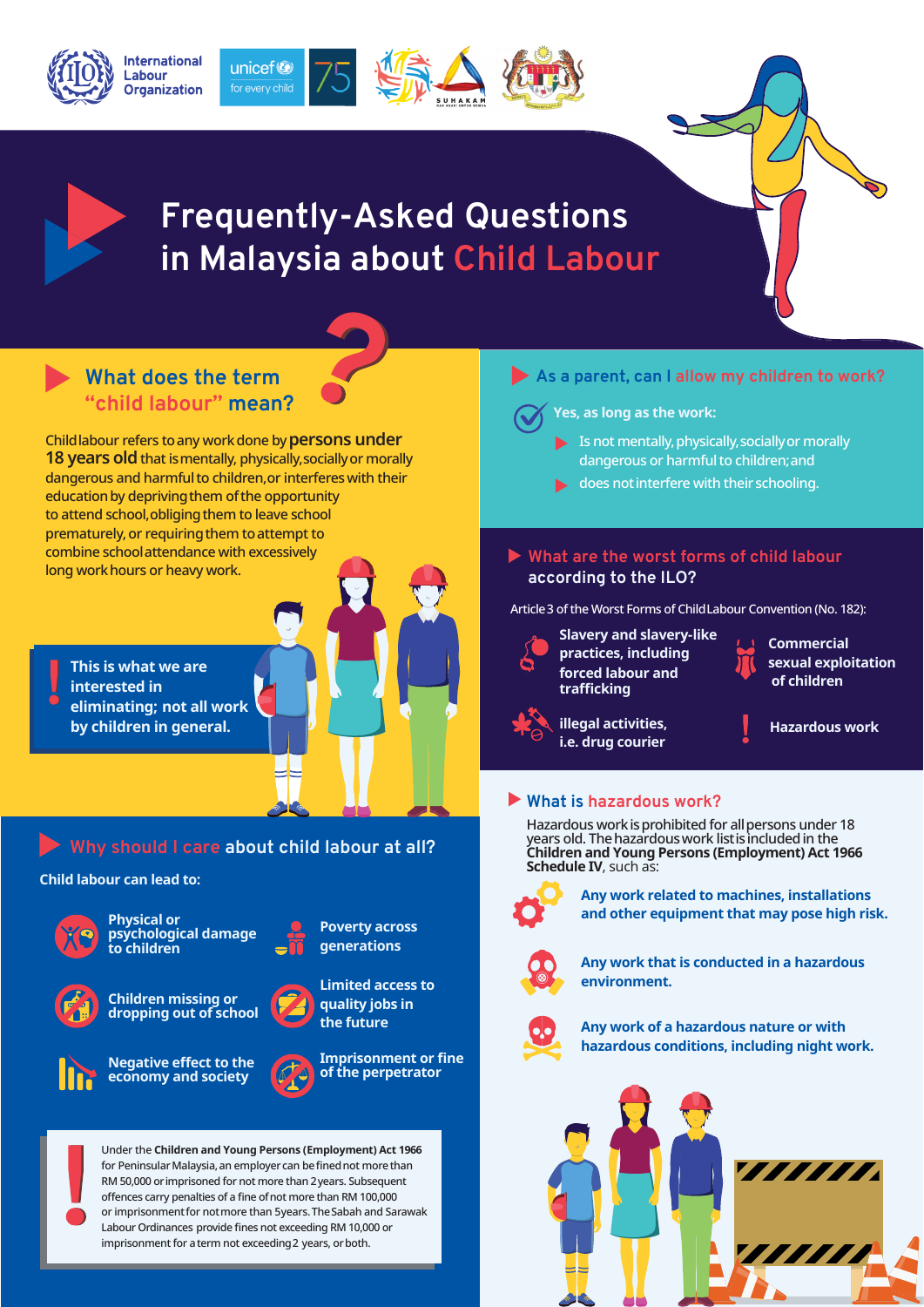# Frequently-Asked Questions in Malaysia about Child Labour

## What does the term "child labour" mean?

Child labour refers to any work done by **persons under 18 years old** that is mentally, physically, socially or morally dangerous and harmful to children, or interferes with their education by depriving them of the opportunity to attend school, obliging them to leave school prematurely, or requiring them to attempt to combine school attendance with excessively long work hours or heavy work.

**This is what we are interested in eliminating; not all work by children in general.**

## As a parent, can I allow my children to work?

**Yes, as long as the work:**

- Is not mentally, physically, socially or morally dangerous or harmful to children; and
- does not interfere with their schooling.

## What are the worst forms of child labour according to the ILO?

Article 3 of the Worst Forms of Child Labour Convention (No. 182):

- **Slavery and slavery-like practices, including forced labour and trafficking**
- **Commercial sexual exploitation of children**
- **illegal activities, i.e. drug courier**
- **Hazardous work**

## Why should I care about child labour at all?

**Child labour can lead to:**

- **Physical or psychological damage to children**
- **Poverty across generations**
- **Children missing or dropping out of school**
- **Limited access to quality jobs in the future**
- **Negative effect to the economy and society**
- **Imprisonment or fine of the perpetrator**

Under the **Children and Young Persons (Employment) Act 1966** for Peninsular Malaysia, an employer can be fined not more than RM 50,000 or imprisoned for not more than 2 years. Subsequent offences carry penalties of a fine of not more than RM 100,000 or imprisonment for not more than 5 years. The Sabah and Sarawak Labour Ordinances provide fines not exceeding RM 10,000 or imprisonment for a term not exceeding 2 years, or both.

## What is hazardous work?

Hazardous work is prohibited for all persons under 18 years old. The hazardous work list is included in the **Children and Young Persons (Employment) Act 1966 Schedule IV**, such as:

- **Any work related to machines, installations and other equipment that may pose high risk.**
- **Any work that is conducted in a hazardous environment.**
- **Any work of a hazardous nature or with hazardous conditions, including night work.**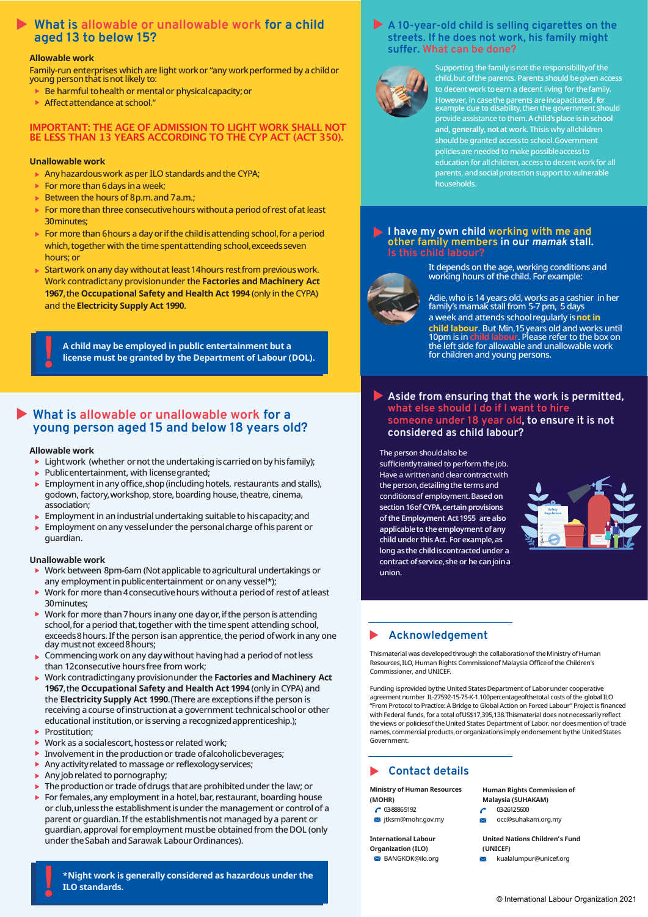## What is allowable or unallowable work for a child aged 13 to below 15?

**Allowable work**

Family-run enterprises which are light work or "any work performed by a child or young person that is not likely to:

- Be harmful to health or mental or physical capacity; or
- Affect attendance at school."

**IMPORTANT: THE AGE OF ADMISSION TO LIGHT WORK SHALL NOT BE LESS THAN 13 YEARS ACCORDING TO THE CYP ACT (ACT 350).**

**Unallowable work**

- Any hazardous work as per ILO standards and the CYPA;
- For more than 6 days in a week;
- Between the hours of 8 p.m. and 7 a.m.;
- For more than three consecutive hours without a period of rest of at least 30 minutes;
- For more than 6 hours a day or if the child is attending school, for a period which, together with the time spent attending school, exceeds seven hours; or
- Start work on any day without at least 14 hours rest from previous work. Work contradict any provision under the **Factories and Machinery Act 1967**, the **Occupational Safety and Health Act 1994** (only in the CYPA) and the **Electricity Supply Act 1990**.

**! A child may be employed in public entertainment but a license must be granted by the Department of Labour (DOL).**

## What is allowable or unallowable work for a young person aged 15 and below 18 years old?

**Allowable work**

- Light work (whether or not the undertaking is carried on by his family);
- Public entertainment, with license granted;
- Employment in any office, shop (including hotels, restaurants and stalls), godown, factory, workshop, store, boarding house, theatre, cinema, association;
- Employment in an industrial undertaking suitable to his capacity; and
- Employment on any vessel under the personal charge of his parent or guardian.

**Unallowable work**

- Work between 8pm-6am (Not applicable to agricultural undertakings or any employment in public entertainment or on any vessel*);
- Work for more than 4 consecutive hours without a period of rest of at least 30 minutes;
- Work for more than 7 hours in any one day or, if the person is attending school, for a period that, together with the time spent attending school, exceeds 8 hours. If the person is an apprentice, the period of work in any one day must not exceed 8 hours;
- Commencing work on any day without having had a period of not less than 12 consecutive hours free from work;
- Work contradicting any provision under the **Factories and Machinery Act 1967**, the **Occupational Safety and Health Act 1994** (only in CYPA) and the **Electricity Supply Act 1990**. (There are exceptions if the person is receiving a course of instruction at a government technical school or other educational institution, or is serving a recognized apprenticeship.);
- Prostitution;
- Work as a social escort, hostess or related work;
- Involvement in the production or trade of alcoholic beverages;
- Any activity related to massage or reflexology services;
- Any job related to pornography;
- The production or trade of drugs that are prohibited under the law; or
- For females, any employment in a hotel, bar, restaurant, boarding house or club, unless the establishment is under the management or control of a parent or guardian. If the establishment is not managed by a parent or guardian, approval for employment must be obtained from the DOL (only under the Sabah and Sarawak Labour Ordinances).

**! *Night work is generally considered as hazardous under the ILO standards.**

## A 10-year-old child is selling cigarettes on the streets. If he does not work, his family might suffer. What can be done?

Supporting the family is not the responsibility of the child, but of the parents. Parents should be given access to decent work to earn a decent living for the family. However, in case the parents are incapacitated, for example due to disability, then the government should provide assistance to them. **A child's place is in school and, generally, not at work.** This is why all children should be granted access to school. Government policies are needed to make possible access to education for all children, access to decent work for all parents, and social protection support to vulnerable households.

## I have my own child working with me and other family members in our *mamak* stall. Is this child labour?

It depends on the age, working conditions and working hours of the child. For example:

Adie, who is 14 years old, works as a cashier in her family's mamak stall from 5-7 pm, 5 days a week and attends school regularly is **not in child labour**. But Min, 15 years old and works until 10pm is in child labour. Please refer to the box on the left side for allowable and unallowable work for children and young persons.

## Aside from ensuring that the work is permitted, what else should I do if I want to hire someone under 18 year old, to ensure it is not considered as child labour?

The person should also be sufficiently trained to perform the job. Have a written and clear contract with the person, detailing the terms and conditions of employment. Based on section 16 of CYPA, certain provisions of the Employment Act 1955 are also applicable to the employment of any child under this Act. For example, as long as the child is contracted under a contract of service, she or he can join a union.

## Acknowledgement

This material was developed through the collaboration of the Ministry of Human Resources, ILO, Human Rights Commission of Malaysia Office of the Children's Commissioner, and UNICEF.

Funding is provided by the United States Department of Labor under cooperative agreement number IL-27592-15-75-K-1.100percentageofthetotal costs of the global ILO "From Protocol to Practice: A Bridge to Global Action on Forced Labour" Project is financed with Federal funds, for a total of US$17,395,138.This material does not necessarily reflect the views or policies of the United States Department of Labor, nor does mention of trade names, commercial products, or organizations imply endorsement by the United States Government.

## Contact details

**Ministry of Human Resources (MOHR)**
03-88865192
jtksm@mohr.gov.my

**Human Rights Commission of Malaysia (SUHAKAM)**
03-26125600
occ@suhakam.org.my

**International Labour Organization (ILO)**
BANGKOK@ilo.org

**United Nations Children's Fund (UNICEF)**
kualalumpur@unicef.org

© International Labour Organization 2021